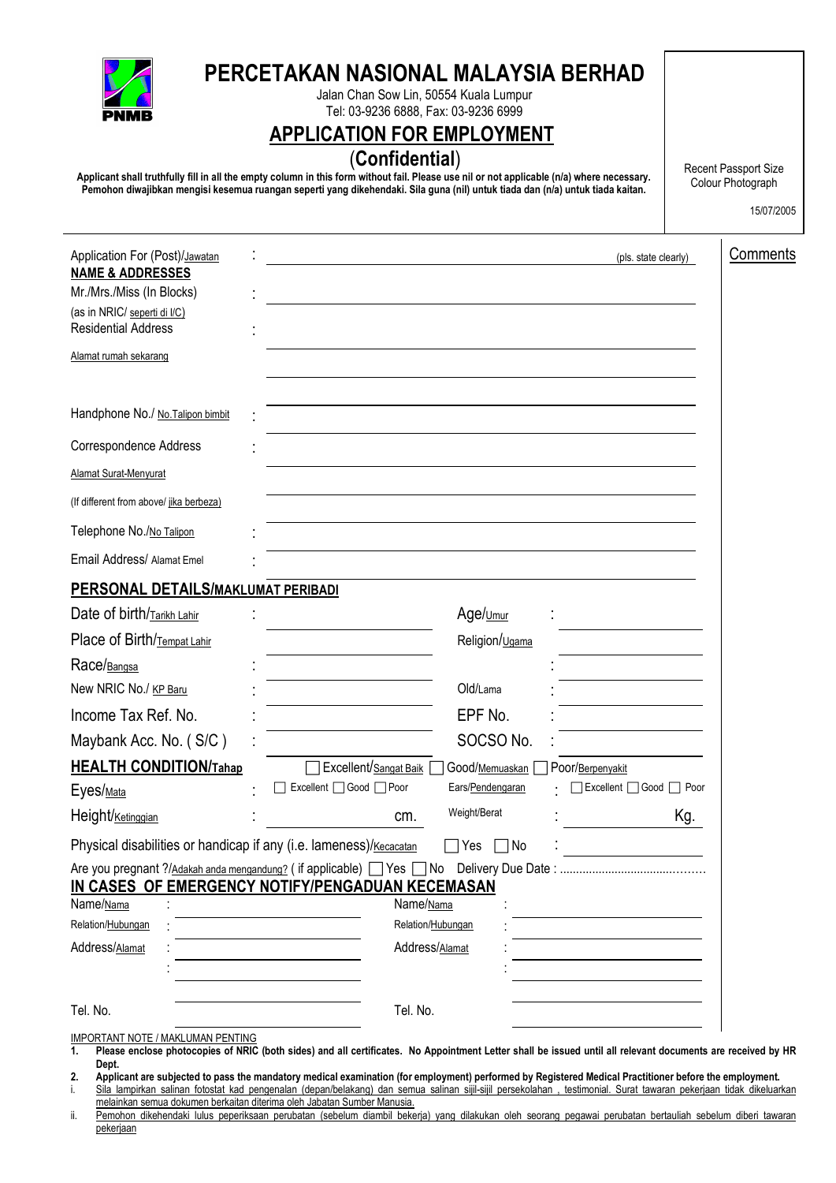# PERCETAKAN NASIONAL MALAYSIA BERHAD

Jalan Chan Sow Lin, 50554 Kuala Lumpur
Tel: 03-9236 6888, Fax: 03-9236 6999

## APPLICATION FOR EMPLOYMENT

### (Confidential)

**Applicant shall truthfully fill in all the empty column in this form without fail. Please use nil or not applicable (n/a) where necessary.**
**Pemohon diwajibkan mengisi kesemua ruangan seperti yang dikehendaki. Sila guna (nil) untuk tiada dan (n/a) untuk tiada kaitan.**

Recent Passport Size Colour Photograph

15/07/2005

Comments

Application For (Post)/Jawatan : ______________________________ (pls. state clearly)

**NAME & ADDRESSES**

Mr./Mrs./Miss (In Blocks) (as in NRIC/ seperti di I/C) : ______________________________

Residential Address / Alamat rumah sekarang : ______________________________

Handphone No./ No.Talipon bimbit : ______________________________

Correspondence Address / Alamat Surat-Menyurat (If different from above/ jika berbeza) : ______________________________

Telephone No./No Talipon : ______________________________

Email Address/ Alamat Emel : ______________________________

## PERSONAL DETAILS/MAKLUMAT PERIBADI

| | | | |
|---|---|---|---|
| Date of birth/Tarikh Lahir : | | Age/Umur : | |
| Place of Birth/Tempat Lahir | | Religion/Ugama | |
| Race/Bangsa : | | : | |
| New NRIC No./ KP Baru : | | Old/Lama : | |
| Income Tax Ref. No. : | | EPF No. : | |
| Maybank Acc. No. ( S/C ) : | | SOCSO No. : | |

**HEALTH CONDITION/Tahap** ☐ Excellent/Sangat Baik ☐ Good/Memuaskan ☐ Poor/Berpenyakit

Eyes/Mata : ☐ Excellent ☐ Good ☐ Poor     Ears/Pendengaran : ☐ Excellent ☐ Good ☐ Poor

Height/Ketinggian : ________ cm.     Weight/Berat : ________ Kg.

Physical disabilities or handicap if any (i.e. lameness)/Kecacatan ☐ Yes ☐ No : ________

Are you pregnant ?/Adakah anda mengandung? ( if applicable) ☐ Yes ☐ No Delivery Due Date : ..........................................

## IN CASES OF EMERGENCY NOTIFY/PENGADUAN KECEMASAN

| | | | |
|---|---|---|---|
| Name/Nama : | | Name/Nama : | |
| Relation/Hubungan : | | Relation/Hubungan : | |
| Address/Alamat : | | Address/Alamat : | |
| : | | : | |
| Tel. No. | | Tel. No. | |

IMPORTANT NOTE / MAKLUMAN PENTING

1. **Please enclose photocopies of NRIC (both sides) and all certificates. No Appointment Letter shall be issued until all relevant documents are received by HR Dept.**
2. **Applicant are subjected to pass the mandatory medical examination (for employment) performed by Registered Medical Practitioner before the employment.**

i. Sila lampirkan salinan fotostat kad pengenalan (depan/belakang) dan semua salinan sijil-sijil persekolahan , testimonial. Surat tawaran pekerjaan tidak dikeluarkan melainkan semua dokumen berkaitan diterima oleh Jabatan Sumber Manusia.

ii. Pemohon dikehendaki lulus peperiksaan perubatan (sebelum diambil bekerja) yang dilakukan oleh seorang pegawai perubatan bertauliah sebelum diberi tawaran pekerjaan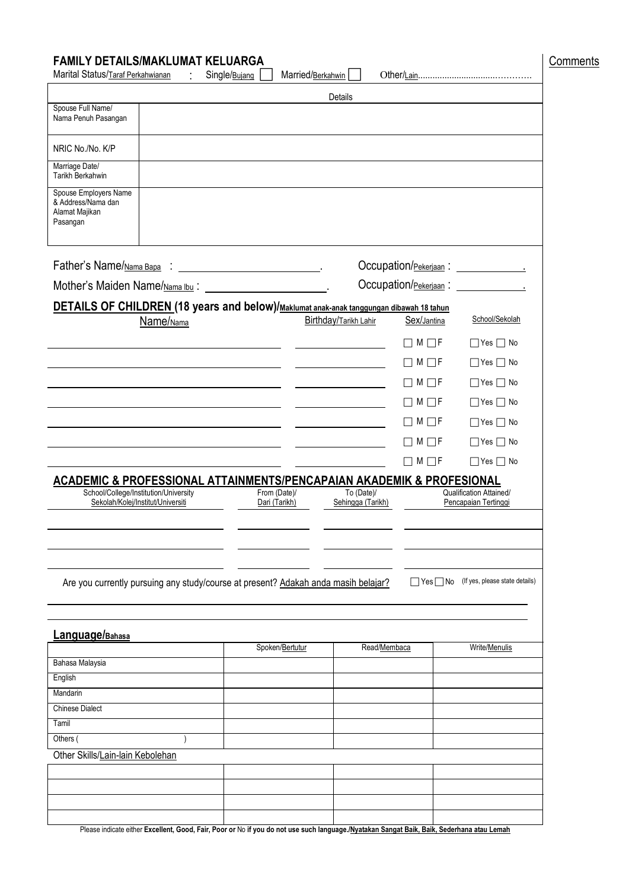## FAMILY DETAILS/MAKLUMAT KELUARGA

Comments

Marital Status/Taraf Perkahwinan : Single/Bujang ☐ Married/Berkahwin ☐ Other/Lain..........................................

| | Details |
|---|---|
| Spouse Full Name/ Nama Penuh Pasangan | |
| NRIC No./No. K/P | |
| Marriage Date/ Tarikh Berkahwin | |
| Spouse Employers Name & Address/Nama dan Alamat Majikan Pasangan | |

Father's Name/Nama Bapa : ______________________. Occupation/Pekerjaan : ____________.

Mother's Maiden Name/Nama Ibu : ____________________. Occupation/Pekerjaan : ____________.

## DETAILS OF CHILDREN (18 years and below)/Maklumat anak-anak tanggungan dibawah 18 tahun

| Name/Nama | Birthday/Tarikh Lahir | Sex/Jantina | School/Sekolah |
|---|---|---|---|
| | | ☐ M ☐ F | ☐ Yes ☐ No |
| | | ☐ M ☐ F | ☐ Yes ☐ No |
| | | ☐ M ☐ F | ☐ Yes ☐ No |
| | | ☐ M ☐ F | ☐ Yes ☐ No |
| | | ☐ M ☐ F | ☐ Yes ☐ No |
| | | ☐ M ☐ F | ☐ Yes ☐ No |
| | | ☐ M ☐ F | ☐ Yes ☐ No |

## ACADEMIC & PROFESSIONAL ATTAINMENTS/PENCAPAIAN AKADEMIK & PROFESIONAL

| School/College/Institution/University Sekolah/Kolej/Institut/Universiti | From (Date)/ Dari (Tarikh) | To (Date)/ Sehingga (Tarikh) | Qualification Attained/ Pencapaian Tertinggi |
|---|---|---|---|
| | | | |
| | | | |
| | | | |

Are you currently pursuing any study/course at present? Adakah anda masih belajar? ☐ Yes ☐ No (If yes, please state details)

______________________________________________________________________

______________________________________________________________________

## Language/Bahasa

| | Spoken/Bertutur | Read/Membaca | Write/Menulis |
|---|---|---|---|
| Bahasa Malaysia | | | |
| English | | | |
| Mandarin | | | |
| Chinese Dialect | | | |
| Tamil | | | |
| Others ( ) | | | |
| **Other Skills/Lain-lain Kebolehan** | | | |
| | | | |
| | | | |
| | | | |
| | | | |

Please indicate either **Excellent, Good, Fair, Poor or** No **if you do not use such language./Nyatakan Sangat Baik, Baik, Sederhana atau Lemah**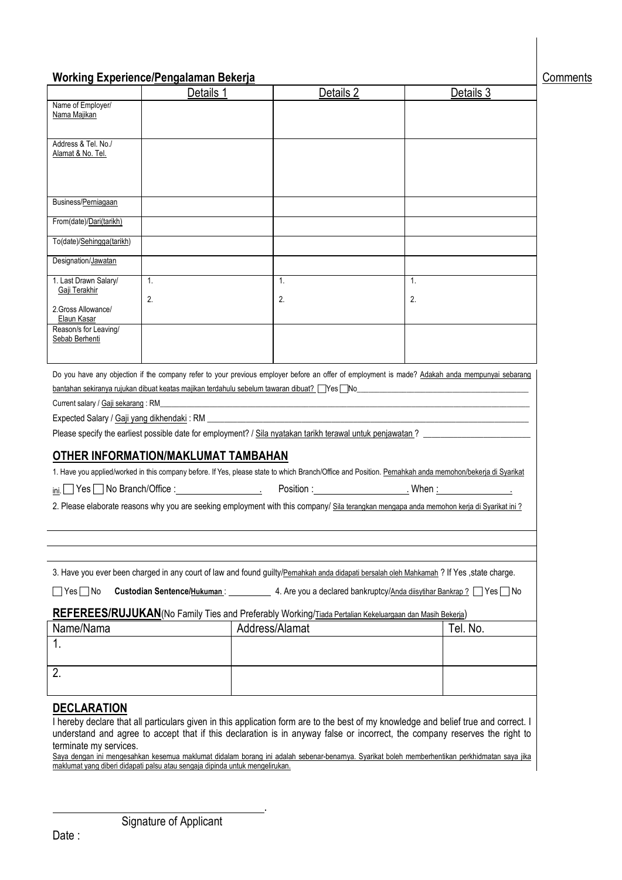## Working Experience/Pengalaman Bekerja

Comments

| | Details 1 | Details 2 | Details 3 |
|---|---|---|---|
| Name of Employer/ Nama Majikan | | | |
| Address & Tel. No./ Alamat & No. Tel. | | | |
| Business/Perniagaan | | | |
| From(date)/Dari(tarikh) | | | |
| To(date)/Sehingga(tarikh) | | | |
| Designation/Jawatan | | | |
| 1. Last Drawn Salary/ Gaji Terakhir<br>2.Gross Allowance/ Elaun Kasar | 1.<br>2. | 1.<br>2. | 1.<br>2. |
| Reason/s for Leaving/ Sebab Berhenti | | | |

Do you have any objection if the company refer to your previous employer before an offer of employment is made? Adakah anda mempunyai sebarang bantahan sekiranya rujukan dibuat keatas majikan terdahulu sebelum tawaran dibuat? ☐Yes ☐No\_\_\_\_\_\_\_\_\_\_\_\_\_\_\_\_\_\_\_\_

Current salary / Gaji sekarang : RM\_\_\_\_\_\_\_\_\_\_\_\_\_\_\_\_\_\_\_\_

Expected Salary / Gaji yang dikhendaki : RM \_\_\_\_\_\_\_\_\_\_\_\_\_\_\_\_\_\_\_\_

Please specify the earliest possible date for employment? / Sila nyatakan tarikh terawal untuk penjawatan ? \_\_\_\_\_\_\_\_\_\_\_\_\_\_\_\_\_\_\_\_

## OTHER INFORMATION/MAKLUMAT TAMBAHAN

1. Have you applied/worked in this company before. If Yes, please state to which Branch/Office and Position. Pernahkah anda memohon/bekerja di Syarikat ini. ☐ Yes ☐ No Branch/Office : \_\_\_\_\_\_\_\_\_\_\_\_\_\_\_\_. Position : \_\_\_\_\_\_\_\_\_\_\_\_\_\_\_\_. When : \_\_\_\_\_\_\_\_\_\_\_\_\_\_\_\_.

2. Please elaborate reasons why you are seeking employment with this company/ Sila terangkan mengapa anda memohon kerja di Syarikat ini ?

\_\_\_\_\_\_\_\_\_\_\_\_\_\_\_\_\_\_\_\_\_\_\_\_\_\_\_\_\_\_\_\_\_\_\_\_\_\_\_\_

\_\_\_\_\_\_\_\_\_\_\_\_\_\_\_\_\_\_\_\_\_\_\_\_\_\_\_\_\_\_\_\_\_\_\_\_\_\_\_\_

\_\_\_\_\_\_\_\_\_\_\_\_\_\_\_\_\_\_\_\_\_\_\_\_\_\_\_\_\_\_\_\_\_\_\_\_\_\_\_\_

3. Have you ever been charged in any court of law and found guilty/Pernahkah anda didapati bersalah oleh Mahkamah ? If Yes ,state charge.

☐ Yes ☐ No **Custodian Sentence/Hukuman** : \_\_\_\_\_\_\_\_\_\_ 4. Are you a declared bankruptcy/Anda diisytihar Bankrap ? ☐ Yes ☐ No

## REFEREES/RUJUKAN (No Family Ties and Preferably Working/Tiada Pertalian Kekeluargaan dan Masih Bekerja)

| Name/Nama | Address/Alamat | Tel. No. |
|---|---|---|
| 1. | | |
| 2. | | |

## DECLARATION

I hereby declare that all particulars given in this application form are to the best of my knowledge and belief true and correct. I understand and agree to accept that if this declaration is in anyway false or incorrect, the company reserves the right to terminate my services.

Saya dengan ini mengesahkan kesemua maklumat didalam borang ini adalah sebenar-benarnya. Syarikat boleh memberhentikan perkhidmatan saya jika maklumat yang diberi didapati palsu atau sengaja dipinda untuk mengelirukan.

\_\_\_\_\_\_\_\_\_\_\_\_\_\_\_\_\_\_\_\_\_\_\_\_\_\_\_\_\_\_.

Signature of Applicant

Date :